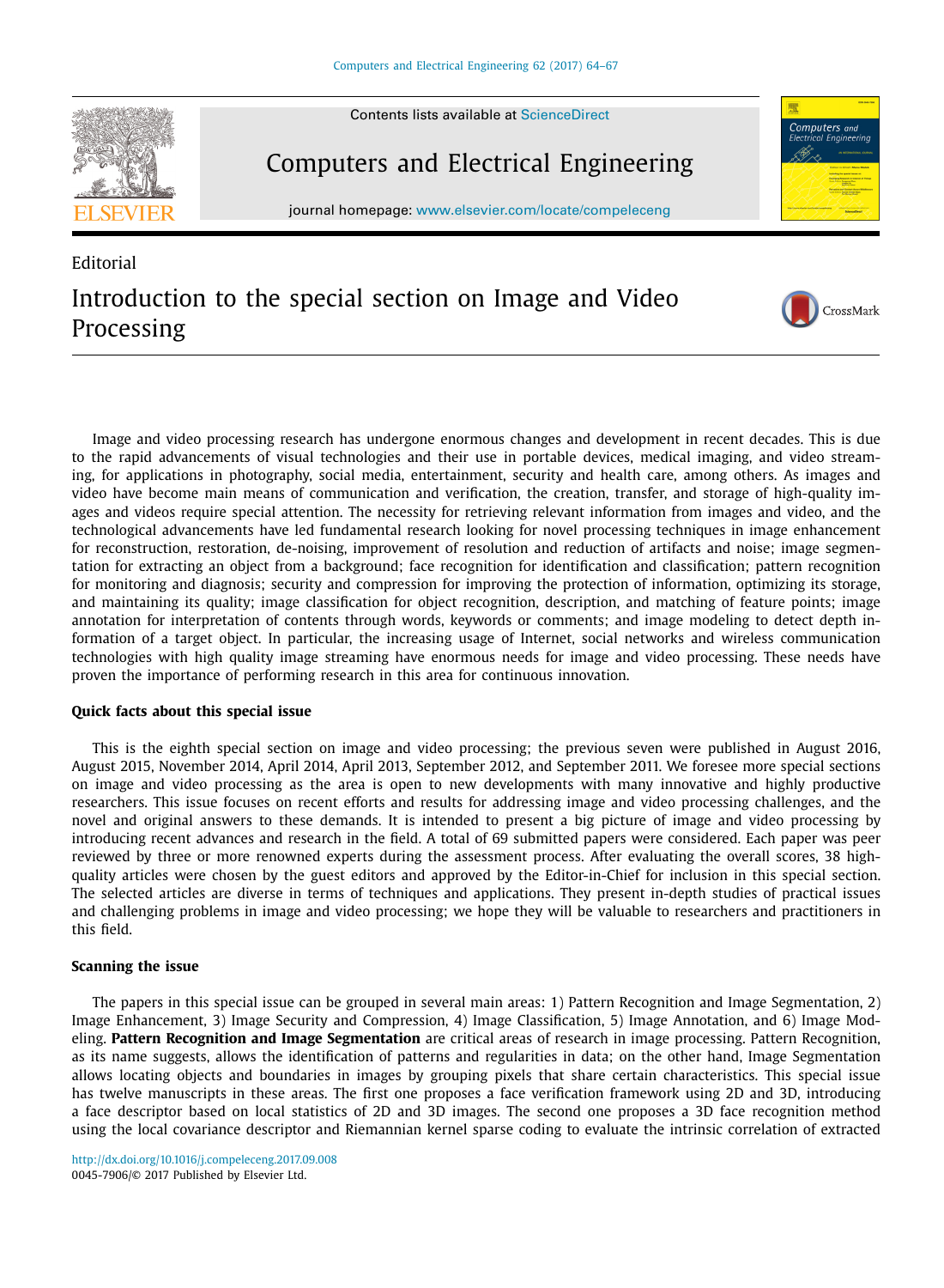Contents lists available at ScienceDirect

# Computers and Electrical Engineering

journal homepage: www.elsevier.com/locate/compeleceng

Editorial

# Introduction to the special section on Image and Video Processing

Image and video processing research has undergone enormous changes and development in recent decades. This is due to the rapid advancements of visual technologies and their use in portable devices, medical imaging, and video streaming, for applications in photography, social media, entertainment, security and health care, among others. As images and video have become main means of communication and verification, the creation, transfer, and storage of high-quality images and videos require special attention. The necessity for retrieving relevant information from images and video, and the technological advancements have led fundamental research looking for novel processing techniques in image enhancement for reconstruction, restoration, de-noising, improvement of resolution and reduction of artifacts and noise; image segmentation for extracting an object from a background; face recognition for identification and classification; pattern recognition for monitoring and diagnosis; security and compression for improving the protection of information, optimizing its storage, and maintaining its quality; image classification for object recognition, description, and matching of feature points; image annotation for interpretation of contents through words, keywords or comments; and image modeling to detect depth information of a target object. In particular, the increasing usage of Internet, social networks and wireless communication technologies with high quality image streaming have enormous needs for image and video processing. These needs have proven the importance of performing research in this area for continuous innovation.

## Quick facts about this special issue

This is the eighth special section on image and video processing; the previous seven were published in August 2016, August 2015, November 2014, April 2014, April 2013, September 2012, and September 2011. We foresee more special sections on image and video processing as the area is open to new developments with many innovative and highly productive researchers. This issue focuses on recent efforts and results for addressing image and video processing challenges, and the novel and original answers to these demands. It is intended to present a big picture of image and video processing by introducing recent advances and research in the field. A total of 69 submitted papers were considered. Each paper was peer reviewed by three or more renowned experts during the assessment process. After evaluating the overall scores, 38 high-quality articles were chosen by the guest editors and approved by the Editor-in-Chief for inclusion in this special section. The selected articles are diverse in terms of techniques and applications. They present in-depth studies of practical issues and challenging problems in image and video processing; we hope they will be valuable to researchers and practitioners in this field.

## Scanning the issue

The papers in this special issue can be grouped in several main areas: 1) Pattern Recognition and Image Segmentation, 2) Image Enhancement, 3) Image Security and Compression, 4) Image Classification, 5) Image Annotation, and 6) Image Modeling. **Pattern Recognition and Image Segmentation** are critical areas of research in image processing. Pattern Recognition, as its name suggests, allows the identification of patterns and regularities in data; on the other hand, Image Segmentation allows locating objects and boundaries in images by grouping pixels that share certain characteristics. This special issue has twelve manuscripts in these areas. The first one proposes a face verification framework using 2D and 3D, introducing a face descriptor based on local statistics of 2D and 3D images. The second one proposes a 3D face recognition method using the local covariance descriptor and Riemannian kernel sparse coding to evaluate the intrinsic correlation of extracted

http://dx.doi.org/10.1016/j.compeleceng.2017.09.008
0045-7906/© 2017 Published by Elsevier Ltd.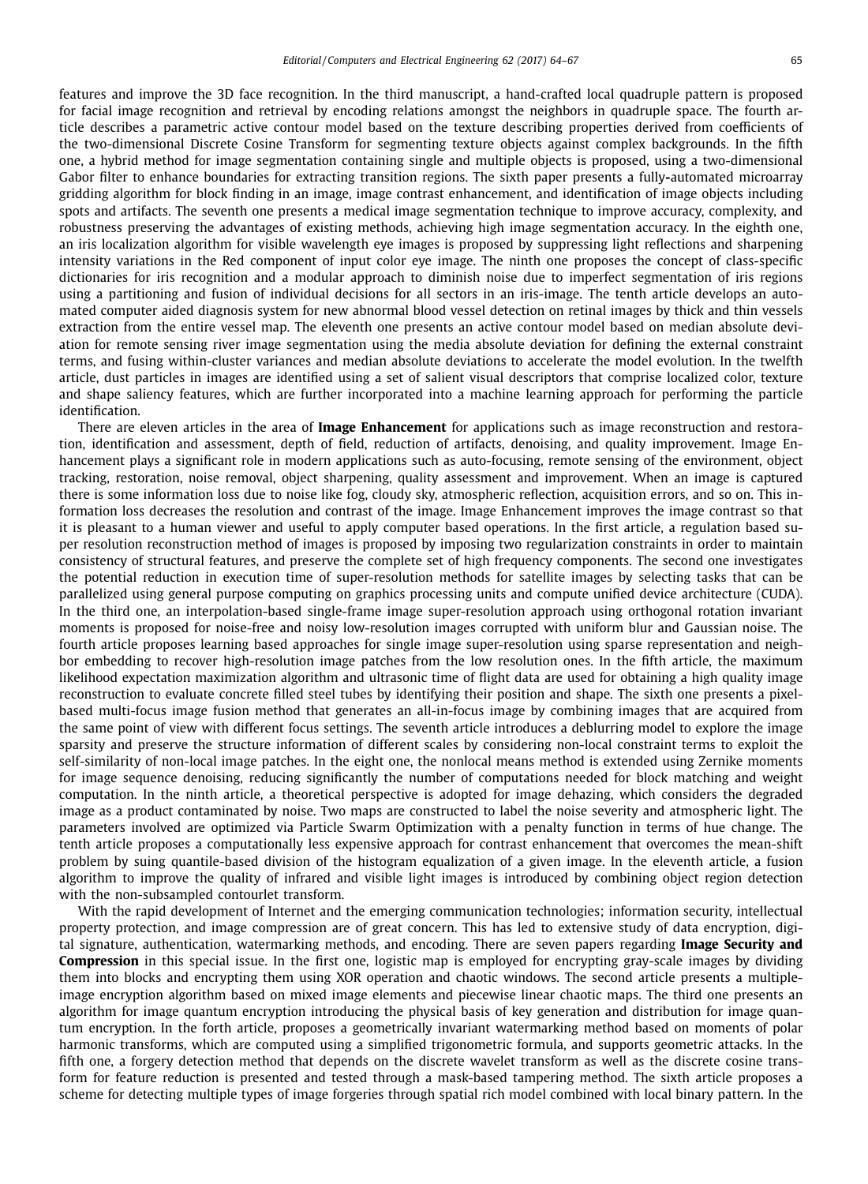features and improve the 3D face recognition. In the third manuscript, a hand-crafted local quadruple pattern is proposed for facial image recognition and retrieval by encoding relations amongst the neighbors in quadruple space. The fourth article describes a parametric active contour model based on the texture describing properties derived from coefficients of the two-dimensional Discrete Cosine Transform for segmenting texture objects against complex backgrounds. In the fifth one, a hybrid method for image segmentation containing single and multiple objects is proposed, using a two-dimensional Gabor filter to enhance boundaries for extracting transition regions. The sixth paper presents a fully-automated microarray gridding algorithm for block finding in an image, image contrast enhancement, and identification of image objects including spots and artifacts. The seventh one presents a medical image segmentation technique to improve accuracy, complexity, and robustness preserving the advantages of existing methods, achieving high image segmentation accuracy. In the eighth one, an iris localization algorithm for visible wavelength eye images is proposed by suppressing light reflections and sharpening intensity variations in the Red component of input color eye image. The ninth one proposes the concept of class-specific dictionaries for iris recognition and a modular approach to diminish noise due to imperfect segmentation of iris regions using a partitioning and fusion of individual decisions for all sectors in an iris-image. The tenth article develops an automated computer aided diagnosis system for new abnormal blood vessel detection on retinal images by thick and thin vessels extraction from the entire vessel map. The eleventh one presents an active contour model based on median absolute deviation for remote sensing river image segmentation using the media absolute deviation for defining the external constraint terms, and fusing within-cluster variances and median absolute deviations to accelerate the model evolution. In the twelfth article, dust particles in images are identified using a set of salient visual descriptors that comprise localized color, texture and shape saliency features, which are further incorporated into a machine learning approach for performing the particle identification.

There are eleven articles in the area of **Image Enhancement** for applications such as image reconstruction and restoration, identification and assessment, depth of field, reduction of artifacts, denoising, and quality improvement. Image Enhancement plays a significant role in modern applications such as auto-focusing, remote sensing of the environment, object tracking, restoration, noise removal, object sharpening, quality assessment and improvement. When an image is captured there is some information loss due to noise like fog, cloudy sky, atmospheric reflection, acquisition errors, and so on. This information loss decreases the resolution and contrast of the image. Image Enhancement improves the image contrast so that it is pleasant to a human viewer and useful to apply computer based operations. In the first article, a regulation based super resolution reconstruction method of images is proposed by imposing two regularization constraints in order to maintain consistency of structural features, and preserve the complete set of high frequency components. The second one investigates the potential reduction in execution time of super-resolution methods for satellite images by selecting tasks that can be parallelized using general purpose computing on graphics processing units and compute unified device architecture (CUDA). In the third one, an interpolation-based single-frame image super-resolution approach using orthogonal rotation invariant moments is proposed for noise-free and noisy low-resolution images corrupted with uniform blur and Gaussian noise. The fourth article proposes learning based approaches for single image super-resolution using sparse representation and neighbor embedding to recover high-resolution image patches from the low resolution ones. In the fifth article, the maximum likelihood expectation maximization algorithm and ultrasonic time of flight data are used for obtaining a high quality image reconstruction to evaluate concrete filled steel tubes by identifying their position and shape. The sixth one presents a pixel-based multi-focus image fusion method that generates an all-in-focus image by combining images that are acquired from the same point of view with different focus settings. The seventh article introduces a deblurring model to explore the image sparsity and preserve the structure information of different scales by considering non-local constraint terms to exploit the self-similarity of non-local image patches. In the eight one, the nonlocal means method is extended using Zernike moments for image sequence denoising, reducing significantly the number of computations needed for block matching and weight computation. In the ninth article, a theoretical perspective is adopted for image dehazing, which considers the degraded image as a product contaminated by noise. Two maps are constructed to label the noise severity and atmospheric light. The parameters involved are optimized via Particle Swarm Optimization with a penalty function in terms of hue change. The tenth article proposes a computationally less expensive approach for contrast enhancement that overcomes the mean-shift problem by suing quantile-based division of the histogram equalization of a given image. In the eleventh article, a fusion algorithm to improve the quality of infrared and visible light images is introduced by combining object region detection with the non-subsampled contourlet transform.

With the rapid development of Internet and the emerging communication technologies; information security, intellectual property protection, and image compression are of great concern. This has led to extensive study of data encryption, digital signature, authentication, watermarking methods, and encoding. There are seven papers regarding **Image Security and Compression** in this special issue. In the first one, logistic map is employed for encrypting gray-scale images by dividing them into blocks and encrypting them using XOR operation and chaotic windows. The second article presents a multiple-image encryption algorithm based on mixed image elements and piecewise linear chaotic maps. The third one presents an algorithm for image quantum encryption introducing the physical basis of key generation and distribution for image quantum encryption. In the forth article, proposes a geometrically invariant watermarking method based on moments of polar harmonic transforms, which are computed using a simplified trigonometric formula, and supports geometric attacks. In the fifth one, a forgery detection method that depends on the discrete wavelet transform as well as the discrete cosine transform for feature reduction is presented and tested through a mask-based tampering method. The sixth article proposes a scheme for detecting multiple types of image forgeries through spatial rich model combined with local binary pattern. In the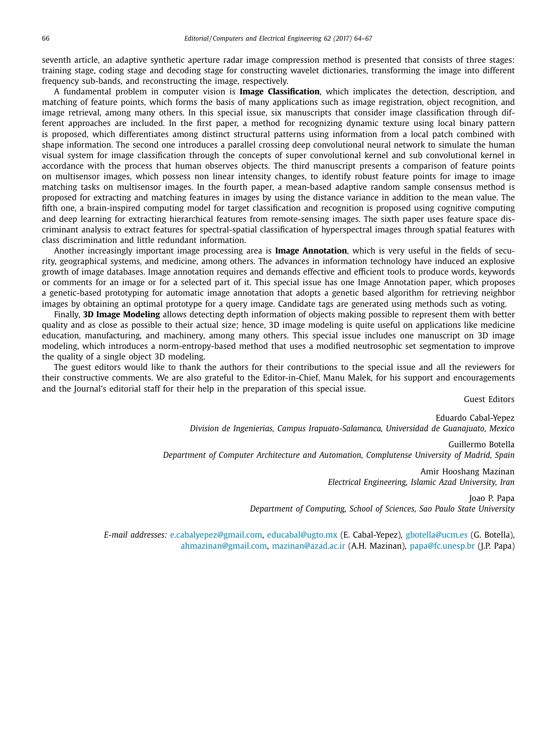seventh article, an adaptive synthetic aperture radar image compression method is presented that consists of three stages: training stage, coding stage and decoding stage for constructing wavelet dictionaries, transforming the image into different frequency sub-bands, and reconstructing the image, respectively.

A fundamental problem in computer vision is **Image Classification**, which implicates the detection, description, and matching of feature points, which forms the basis of many applications such as image registration, object recognition, and image retrieval, among many others. In this special issue, six manuscripts that consider image classification through different approaches are included. In the first paper, a method for recognizing dynamic texture using local binary pattern is proposed, which differentiates among distinct structural patterns using information from a local patch combined with shape information. The second one introduces a parallel crossing deep convolutional neural network to simulate the human visual system for image classification through the concepts of super convolutional kernel and sub convolutional kernel in accordance with the process that human observes objects. The third manuscript presents a comparison of feature points on multisensor images, which possess non linear intensity changes, to identify robust feature points for image to image matching tasks on multisensor images. In the fourth paper, a mean-based adaptive random sample consensus method is proposed for extracting and matching features in images by using the distance variance in addition to the mean value. The fifth one, a brain-inspired computing model for target classification and recognition is proposed using cognitive computing and deep learning for extracting hierarchical features from remote-sensing images. The sixth paper uses feature space discriminant analysis to extract features for spectral-spatial classification of hyperspectral images through spatial features with class discrimination and little redundant information.

Another increasingly important image processing area is **Image Annotation**, which is very useful in the fields of security, geographical systems, and medicine, among others. The advances in information technology have induced an explosive growth of image databases. Image annotation requires and demands effective and efficient tools to produce words, keywords or comments for an image or for a selected part of it. This special issue has one Image Annotation paper, which proposes a genetic-based prototyping for automatic image annotation that adopts a genetic based algorithm for retrieving neighbor images by obtaining an optimal prototype for a query image. Candidate tags are generated using methods such as voting.

Finally, **3D Image Modeling** allows detecting depth information of objects making possible to represent them with better quality and as close as possible to their actual size; hence, 3D image modeling is quite useful on applications like medicine education, manufacturing, and machinery, among many others. This special issue includes one manuscript on 3D image modeling, which introduces a norm-entropy-based method that uses a modified neutrosophic set segmentation to improve the quality of a single object 3D modeling.

The guest editors would like to thank the authors for their contributions to the special issue and all the reviewers for their constructive comments. We are also grateful to the Editor-in-Chief, Manu Malek, for his support and encouragements and the Journal's editorial staff for their help in the preparation of this special issue.

Guest Editors

Eduardo Cabal-Yepez
*Division de Ingenierias, Campus Irapuato-Salamanca, Universidad de Guanajuato, Mexico*

Guillermo Botella
*Department of Computer Architecture and Automation, Complutense University of Madrid, Spain*

Amir Hooshang Mazinan
*Electrical Engineering, Islamic Azad University, Iran*

Joao P. Papa
*Department of Computing, School of Sciences, Sao Paulo State University*

*E-mail addresses:* e.cabalyepez@gmail.com, educabal@ugto.mx (E. Cabal-Yepez), gbotella@ucm.es (G. Botella), ahmazinan@gmail.com, mazinan@azad.ac.ir (A.H. Mazinan), papa@fc.unesp.br (J.P. Papa)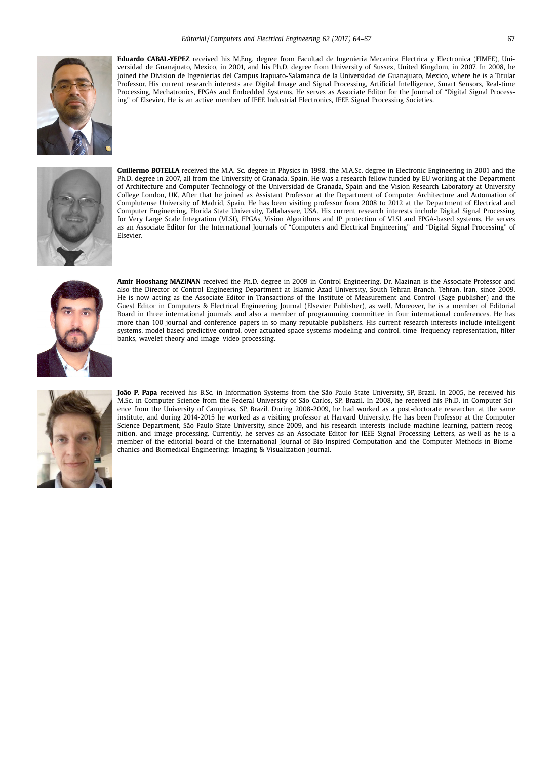**Eduardo CABAL-YEPEZ** received his M.Eng. degree from Facultad de Ingenieria Mecanica Electrica y Electronica (FIMEE), Universidad de Guanajuato, Mexico, in 2001, and his Ph.D. degree from University of Sussex, United Kingdom, in 2007. In 2008, he joined the Division de Ingenierias del Campus Irapuato-Salamanca de la Universidad de Guanajuato, Mexico, where he is a Titular Professor. His current research interests are Digital Image and Signal Processing, Artificial Intelligence, Smart Sensors, Real-time Processing, Mechatronics, FPGAs and Embedded Systems. He serves as Associate Editor for the Journal of "Digital Signal Processing" of Elsevier. He is an active member of IEEE Industrial Electronics, IEEE Signal Processing Societies.

**Guillermo BOTELLA** received the M.A. Sc. degree in Physics in 1998, the M.A.Sc. degree in Electronic Engineering in 2001 and the Ph.D. degree in 2007, all from the University of Granada, Spain. He was a research fellow funded by EU working at the Department of Architecture and Computer Technology of the Universidad de Granada, Spain and the Vision Research Laboratory at University College London, UK. After that he joined as Assistant Professor at the Department of Computer Architecture and Automation of Complutense University of Madrid, Spain. He has been visiting professor from 2008 to 2012 at the Department of Electrical and Computer Engineering, Florida State University, Tallahassee, USA. His current research interests include Digital Signal Processing for Very Large Scale Integration (VLSI), FPGAs, Vision Algorithms and IP protection of VLSI and FPGA-based systems. He serves as an Associate Editor for the International Journals of "Computers and Electrical Engineering" and "Digital Signal Processing" of Elsevier.

**Amir Hooshang MAZINAN** received the Ph.D. degree in 2009 in Control Engineering. Dr. Mazinan is the Associate Professor and also the Director of Control Engineering Department at Islamic Azad University, South Tehran Branch, Tehran, Iran, since 2009. He is now acting as the Associate Editor in Transactions of the Institute of Measurement and Control (Sage publisher) and the Guest Editor in Computers & Electrical Engineering Journal (Elsevier Publisher), as well. Moreover, he is a member of Editorial Board in three international journals and also a member of programming committee in four international conferences. He has more than 100 journal and conference papers in so many reputable publishers. His current research interests include intelligent systems, model based predictive control, over-actuated space systems modeling and control, time–frequency representation, filter banks, wavelet theory and image–video processing.

**João P. Papa** received his B.Sc. in Information Systems from the São Paulo State University, SP, Brazil. In 2005, he received his M.Sc. in Computer Science from the Federal University of São Carlos, SP, Brazil. In 2008, he received his Ph.D. in Computer Science from the University of Campinas, SP, Brazil. During 2008-2009, he had worked as a post-doctorate researcher at the same institute, and during 2014-2015 he worked as a visiting professor at Harvard University. He has been Professor at the Computer Science Department, São Paulo State University, since 2009, and his research interests include machine learning, pattern recognition, and image processing. Currently, he serves as an Associate Editor for IEEE Signal Processing Letters, as well as he is a member of the editorial board of the International Journal of Bio-Inspired Computation and the Computer Methods in Biomechanics and Biomedical Engineering: Imaging & Visualization journal.